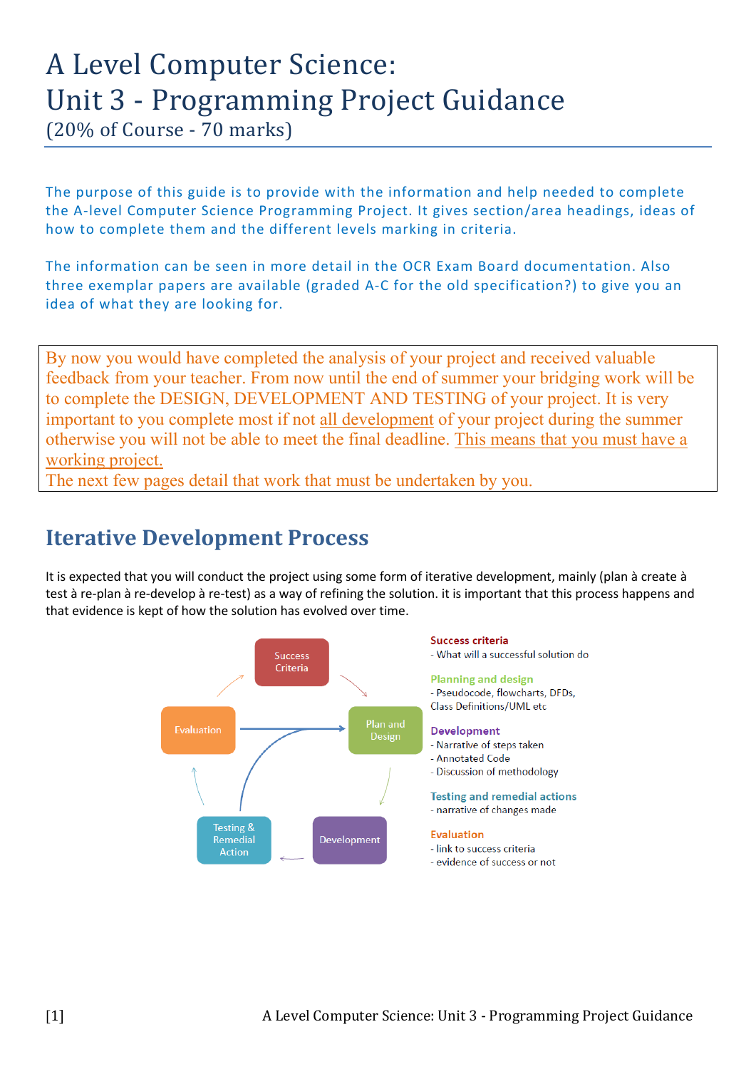# A Level Computer Science: Unit 3 - Programming Project Guidance

(20% of Course - 70 marks)

The purpose of this guide is to provide with the information and help needed to complete the A-level Computer Science Programming Project. It gives section/area headings, ideas of how to complete them and the different levels marking in criteria.

The information can be seen in more detail in the OCR Exam Board documentation. Also three exemplar papers are available (graded A-C for the old specification?) to give you an idea of what they are looking for.

By now you would have completed the analysis of your project and received valuable feedback from your teacher. From now until the end of summer your bridging work will be to complete the DESIGN, DEVELOPMENT AND TESTING of your project. It is very important to you complete most if not all development of your project during the summer otherwise you will not be able to meet the final deadline. This means that you must have a working project.
The next few pages detail that work that must be undertaken by you.

## Iterative Development Process

It is expected that you will conduct the project using some form of iterative development, mainly (plan à create à test à re-plan à re-develop à re-test) as a way of refining the solution. it is important that this process happens and that evidence is kept of how the solution has evolved over time.

Success Criteria → Plan and Design → Development → Testing & Remedial Action → Evaluation → Success Criteria

**Success criteria**
- What will a successful solution do

**Planning and design**
- Pseudocode, flowcharts, DFDs, Class Definitions/UML etc

**Development**
- Narrative of steps taken
- Annotated Code
- Discussion of methodology

**Testing and remedial actions**
- narrative of changes made

**Evaluation**
- link to success criteria
- evidence of success or not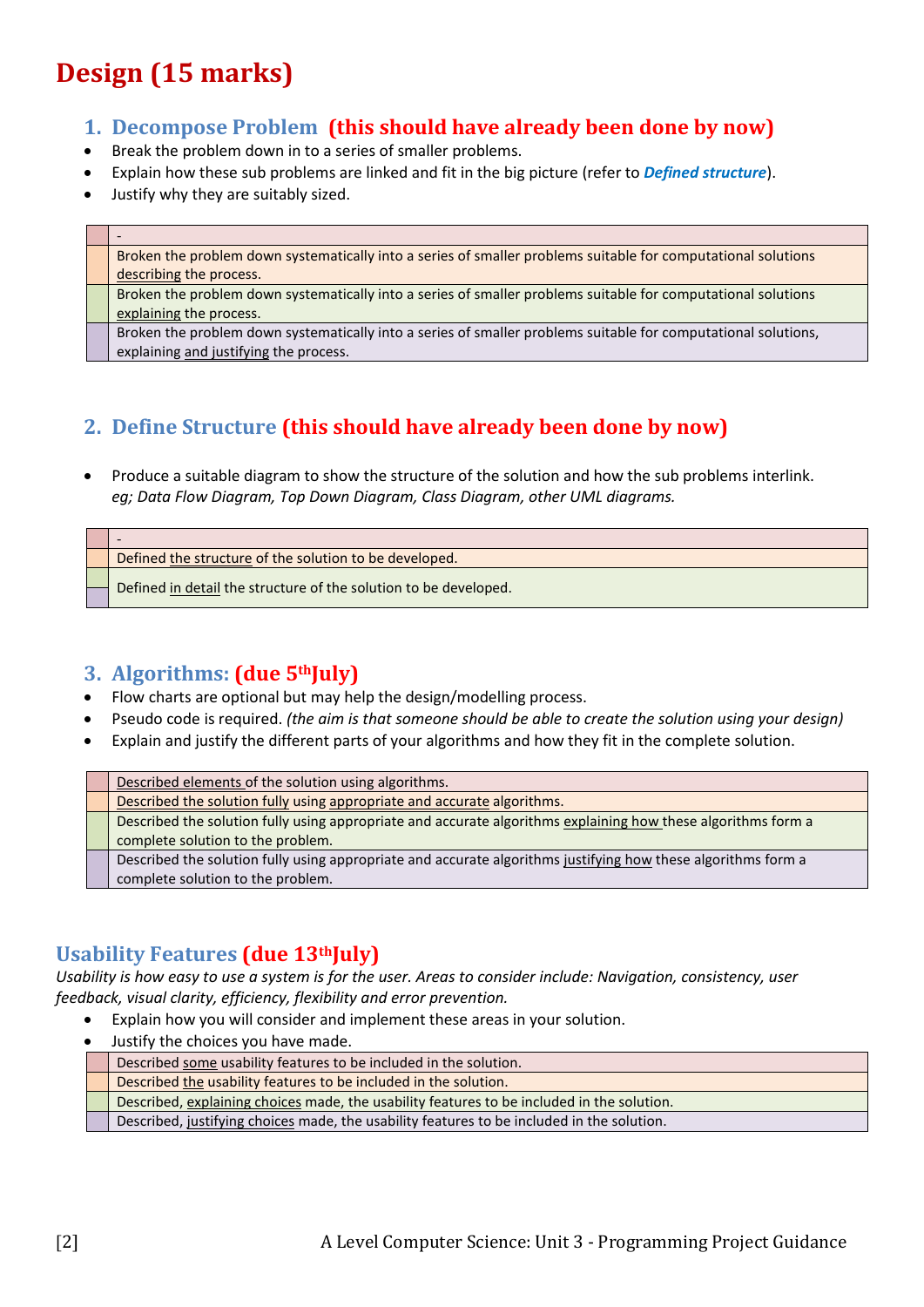# Design (15 marks)

## 1. Decompose Problem **(this should have already been done by now)**

- Break the problem down in to a series of smaller problems.
- Explain how these sub problems are linked and fit in the big picture (refer to ***Defined structure***).
- Justify why they are suitably sized.

| | |
|---|---|
| | - |
| | Broken the problem down systematically into a series of smaller problems suitable for computational solutions describing the process. |
| | Broken the problem down systematically into a series of smaller problems suitable for computational solutions explaining the process. |
| | Broken the problem down systematically into a series of smaller problems suitable for computational solutions, explaining and justifying the process. |

## 2. Define Structure **(this should have already been done by now)**

- Produce a suitable diagram to show the structure of the solution and how the sub problems interlink. *eg; Data Flow Diagram, Top Down Diagram, Class Diagram, other UML diagrams.*

| | |
|---|---|
| | - |
| | Defined the structure of the solution to be developed. |
| | Defined in detail the structure of the solution to be developed. |

## 3. Algorithms: **(due 5th July)**

- Flow charts are optional but may help the design/modelling process.
- Pseudo code is required. *(the aim is that someone should be able to create the solution using your design)*
- Explain and justify the different parts of your algorithms and how they fit in the complete solution.

| | |
|---|---|
| | Described elements of the solution using algorithms. |
| | Described the solution fully using appropriate and accurate algorithms. |
| | Described the solution fully using appropriate and accurate algorithms explaining how these algorithms form a complete solution to the problem. |
| | Described the solution fully using appropriate and accurate algorithms justifying how these algorithms form a complete solution to the problem. |

## Usability Features **(due 13th July)**

*Usability is how easy to use a system is for the user. Areas to consider include: Navigation, consistency, user feedback, visual clarity, efficiency, flexibility and error prevention.*

- Explain how you will consider and implement these areas in your solution.
- Justify the choices you have made.

| | |
|---|---|
| | Described some usability features to be included in the solution. |
| | Described the usability features to be included in the solution. |
| | Described, explaining choices made, the usability features to be included in the solution. |
| | Described, justifying choices made, the usability features to be included in the solution. |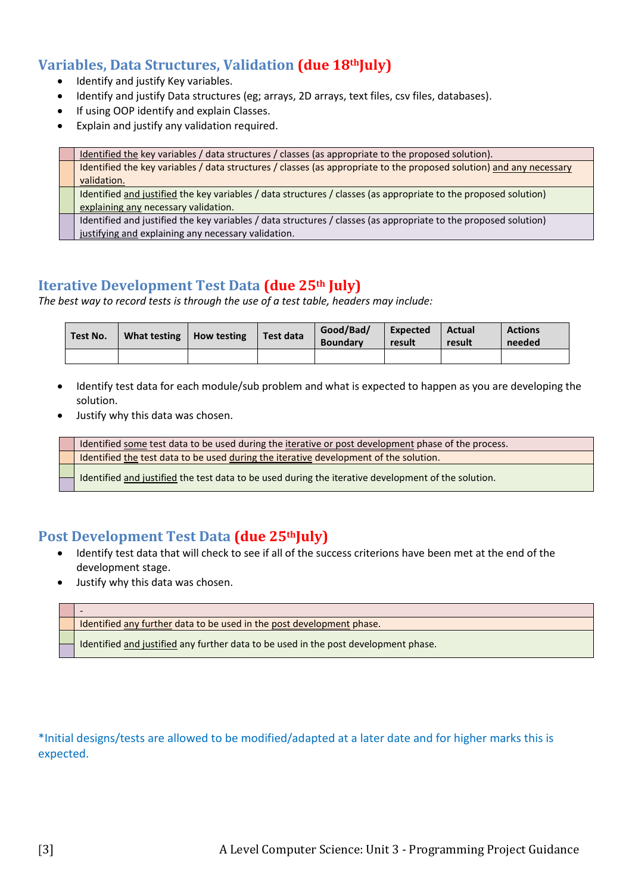## Variables, Data Structures, Validation (due 18th July)

- Identify and justify Key variables.
- Identify and justify Data structures (eg; arrays, 2D arrays, text files, csv files, databases).
- If using OOP identify and explain Classes.
- Explain and justify any validation required.

| | |
|---|---|
| | Identified the key variables / data structures / classes (as appropriate to the proposed solution). |
| | Identified the key variables / data structures / classes (as appropriate to the proposed solution) and any necessary validation. |
| | Identified and justified the key variables / data structures / classes (as appropriate to the proposed solution) explaining any necessary validation. |
| | Identified and justified the key variables / data structures / classes (as appropriate to the proposed solution) justifying and explaining any necessary validation. |

## Iterative Development Test Data (due 25th July)

*The best way to record tests is through the use of a test table, headers may include:*

| Test No. | What testing | How testing | Test data | Good/Bad/ Boundary | Expected result | Actual result | Actions needed |
|---|---|---|---|---|---|---|---|
| | | | | | | | |

- Identify test data for each module/sub problem and what is expected to happen as you are developing the solution.
- Justify why this data was chosen.

| | |
|---|---|
| | Identified some test data to be used during the iterative or post development phase of the process. |
| | Identified the test data to be used during the iterative development of the solution. |
| | Identified and justified the test data to be used during the iterative development of the solution. |

## Post Development Test Data (due 25th July)

- Identify test data that will check to see if all of the success criterions have been met at the end of the development stage.
- Justify why this data was chosen.

| | |
|---|---|
| | - |
| | Identified any further data to be used in the post development phase. |
| | Identified and justified any further data to be used in the post development phase. |

*Initial designs/tests are allowed to be modified/adapted at a later date and for higher marks this is expected.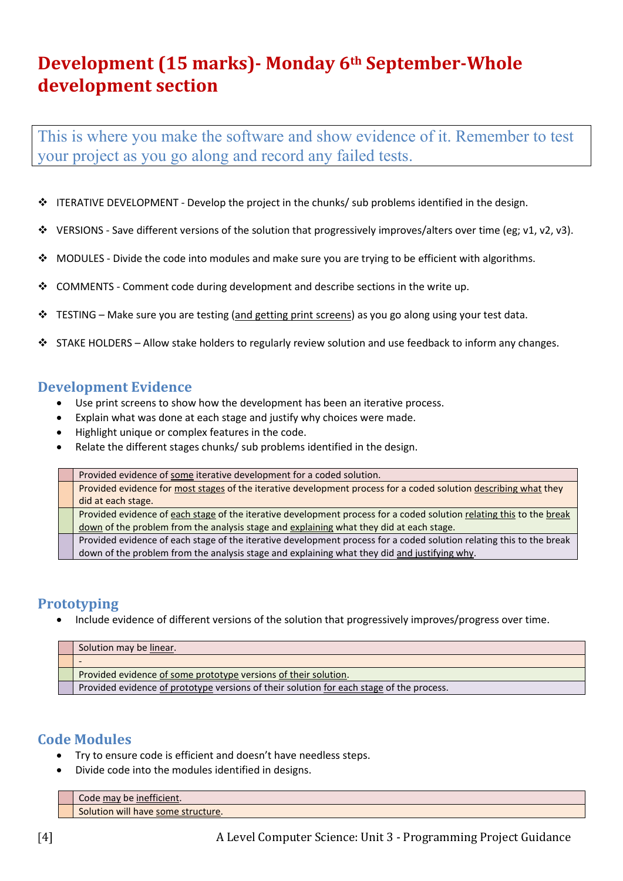# Development (15 marks)- Monday 6th September-Whole development section

This is where you make the software and show evidence of it. Remember to test your project as you go along and record any failed tests.

- ITERATIVE DEVELOPMENT - Develop the project in the chunks/ sub problems identified in the design.
- VERSIONS - Save different versions of the solution that progressively improves/alters over time (eg; v1, v2, v3).
- MODULES - Divide the code into modules and make sure you are trying to be efficient with algorithms.
- COMMENTS - Comment code during development and describe sections in the write up.
- TESTING – Make sure you are testing (and getting print screens) as you go along using your test data.
- STAKE HOLDERS – Allow stake holders to regularly review solution and use feedback to inform any changes.

## Development Evidence

- Use print screens to show how the development has been an iterative process.
- Explain what was done at each stage and justify why choices were made.
- Highlight unique or complex features in the code.
- Relate the different stages chunks/ sub problems identified in the design.

| | |
|---|---|
| | Provided evidence of some iterative development for a coded solution. |
| | Provided evidence for most stages of the iterative development process for a coded solution describing what they did at each stage. |
| | Provided evidence of each stage of the iterative development process for a coded solution relating this to the break down of the problem from the analysis stage and explaining what they did at each stage. |
| | Provided evidence of each stage of the iterative development process for a coded solution relating this to the break down of the problem from the analysis stage and explaining what they did and justifying why. |

## Prototyping

- Include evidence of different versions of the solution that progressively improves/progress over time.

| | |
|---|---|
| | Solution may be linear. |
| | - |
| | Provided evidence of some prototype versions of their solution. |
| | Provided evidence of prototype versions of their solution for each stage of the process. |

## Code Modules

- Try to ensure code is efficient and doesn't have needless steps.
- Divide code into the modules identified in designs.

| | |
|---|---|
| | Code may be inefficient. |
| | Solution will have some structure. |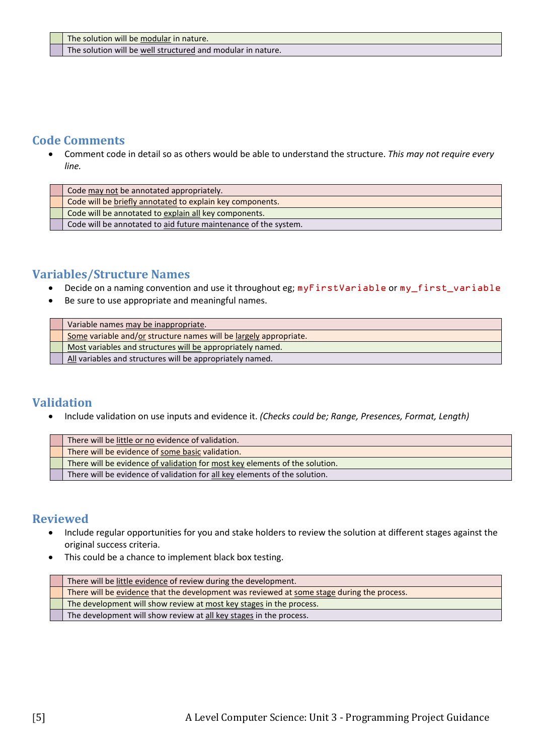| | |
|---|---|
| | The solution will be <u>modular</u> in nature. |
| | The solution will be <u>well structured</u> and modular in nature. |

## Code Comments

- Comment code in detail so as others would be able to understand the structure. *This may not require every line.*

| | |
|---|---|
| | Code <u>may not</u> be annotated appropriately. |
| | Code will be <u>briefly annotated</u> to explain key components. |
| | Code will be annotated to <u>explain all</u> key components. |
| | Code will be annotated to <u>aid future maintenance</u> of the system. |

## Variables/Structure Names

- Decide on a naming convention and use it throughout eg; `myFirstVariable` or `my_first_variable`
- Be sure to use appropriate and meaningful names.

| | |
|---|---|
| | Variable names <u>may be inappropriate</u>. |
| | <u>Some</u> variable and/<u>or</u> structure names will be <u>largely</u> appropriate. |
| | <u>Most</u> variables and structures <u>will be</u> appropriately named. |
| | <u>All</u> variables and structures will be appropriately named. |

## Validation

- Include validation on use inputs and evidence it. *(Checks could be; Range, Presences, Format, Length)*

| | |
|---|---|
| | There will be <u>little or no</u> evidence of validation. |
| | There will be evidence of <u>some basic</u> validation. |
| | There will be evidence <u>of validation</u> for <u>most key</u> elements of the solution. |
| | There will be evidence of validation for <u>all key</u> elements of the solution. |

## Reviewed

- Include regular opportunities for you and stake holders to review the solution at different stages against the original success criteria.
- This could be a chance to implement black box testing.

| | |
|---|---|
| | There will be <u>little evidence</u> of review during the development. |
| | There will be <u>evidence</u> that the development was reviewed at <u>some stage</u> during the process. |
| | The development will show review at <u>most key stages</u> in the process. |
| | The development will show review at <u>all key stages</u> in the process. |